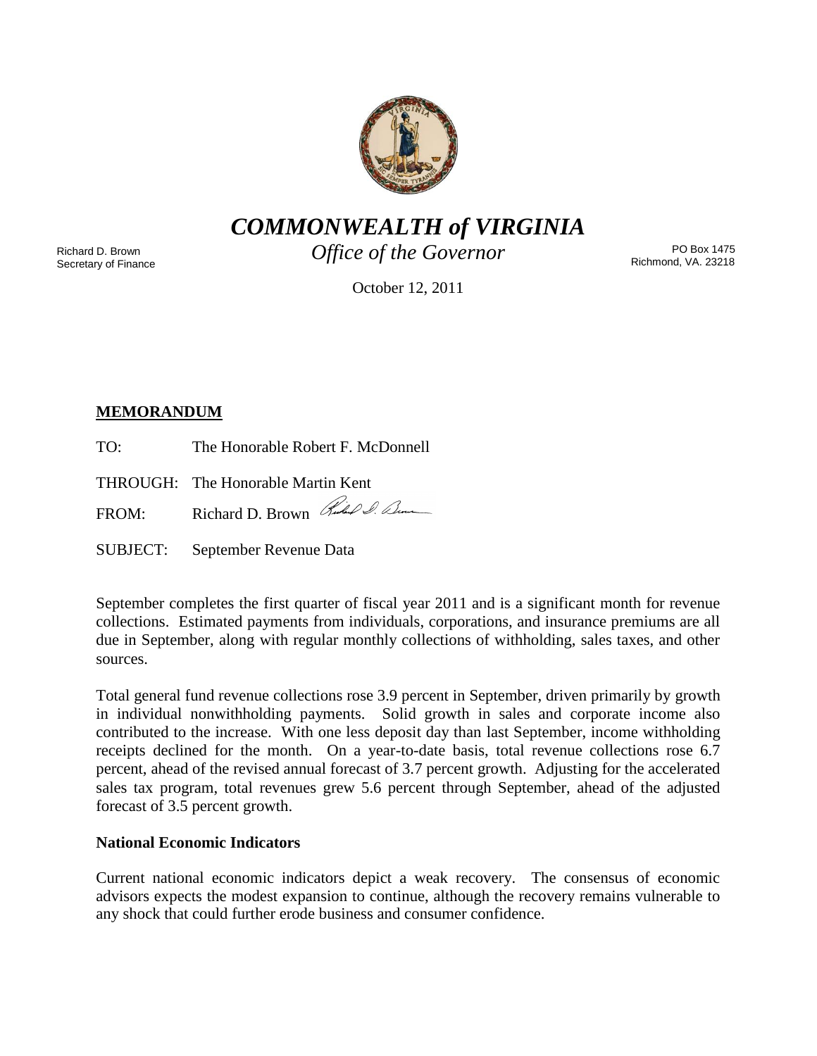# *COMMONWEALTH of VIRGINIA*

*Office of the Governor*

Richard D. Brown
Secretary of Finance

PO Box 1475
Richmond, VA. 23218

October 12, 2011

**MEMORANDUM**

TO: The Honorable Robert F. McDonnell

THROUGH: The Honorable Martin Kent

FROM: Richard D. Brown

SUBJECT: September Revenue Data

September completes the first quarter of fiscal year 2011 and is a significant month for revenue collections. Estimated payments from individuals, corporations, and insurance premiums are all due in September, along with regular monthly collections of withholding, sales taxes, and other sources.

Total general fund revenue collections rose 3.9 percent in September, driven primarily by growth in individual nonwithholding payments. Solid growth in sales and corporate income also contributed to the increase. With one less deposit day than last September, income withholding receipts declined for the month. On a year-to-date basis, total revenue collections rose 6.7 percent, ahead of the revised annual forecast of 3.7 percent growth. Adjusting for the accelerated sales tax program, total revenues grew 5.6 percent through September, ahead of the adjusted forecast of 3.5 percent growth.

**National Economic Indicators**

Current national economic indicators depict a weak recovery. The consensus of economic advisors expects the modest expansion to continue, although the recovery remains vulnerable to any shock that could further erode business and consumer confidence.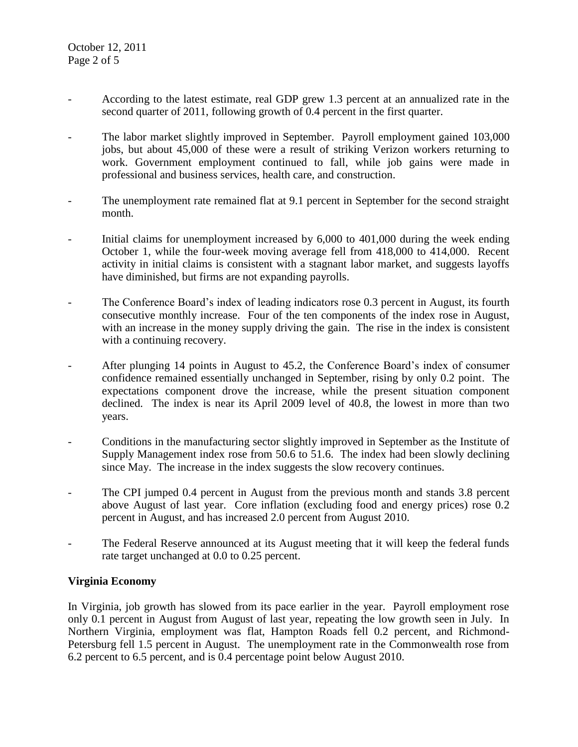- According to the latest estimate, real GDP grew 1.3 percent at an annualized rate in the second quarter of 2011, following growth of 0.4 percent in the first quarter.

- The labor market slightly improved in September. Payroll employment gained 103,000 jobs, but about 45,000 of these were a result of striking Verizon workers returning to work. Government employment continued to fall, while job gains were made in professional and business services, health care, and construction.

- The unemployment rate remained flat at 9.1 percent in September for the second straight month.

- Initial claims for unemployment increased by 6,000 to 401,000 during the week ending October 1, while the four-week moving average fell from 418,000 to 414,000. Recent activity in initial claims is consistent with a stagnant labor market, and suggests layoffs have diminished, but firms are not expanding payrolls.

- The Conference Board's index of leading indicators rose 0.3 percent in August, its fourth consecutive monthly increase. Four of the ten components of the index rose in August, with an increase in the money supply driving the gain. The rise in the index is consistent with a continuing recovery.

- After plunging 14 points in August to 45.2, the Conference Board's index of consumer confidence remained essentially unchanged in September, rising by only 0.2 point. The expectations component drove the increase, while the present situation component declined. The index is near its April 2009 level of 40.8, the lowest in more than two years.

- Conditions in the manufacturing sector slightly improved in September as the Institute of Supply Management index rose from 50.6 to 51.6. The index had been slowly declining since May. The increase in the index suggests the slow recovery continues.

- The CPI jumped 0.4 percent in August from the previous month and stands 3.8 percent above August of last year. Core inflation (excluding food and energy prices) rose 0.2 percent in August, and has increased 2.0 percent from August 2010.

- The Federal Reserve announced at its August meeting that it will keep the federal funds rate target unchanged at 0.0 to 0.25 percent.

**Virginia Economy**

In Virginia, job growth has slowed from its pace earlier in the year. Payroll employment rose only 0.1 percent in August from August of last year, repeating the low growth seen in July. In Northern Virginia, employment was flat, Hampton Roads fell 0.2 percent, and Richmond-Petersburg fell 1.5 percent in August. The unemployment rate in the Commonwealth rose from 6.2 percent to 6.5 percent, and is 0.4 percentage point below August 2010.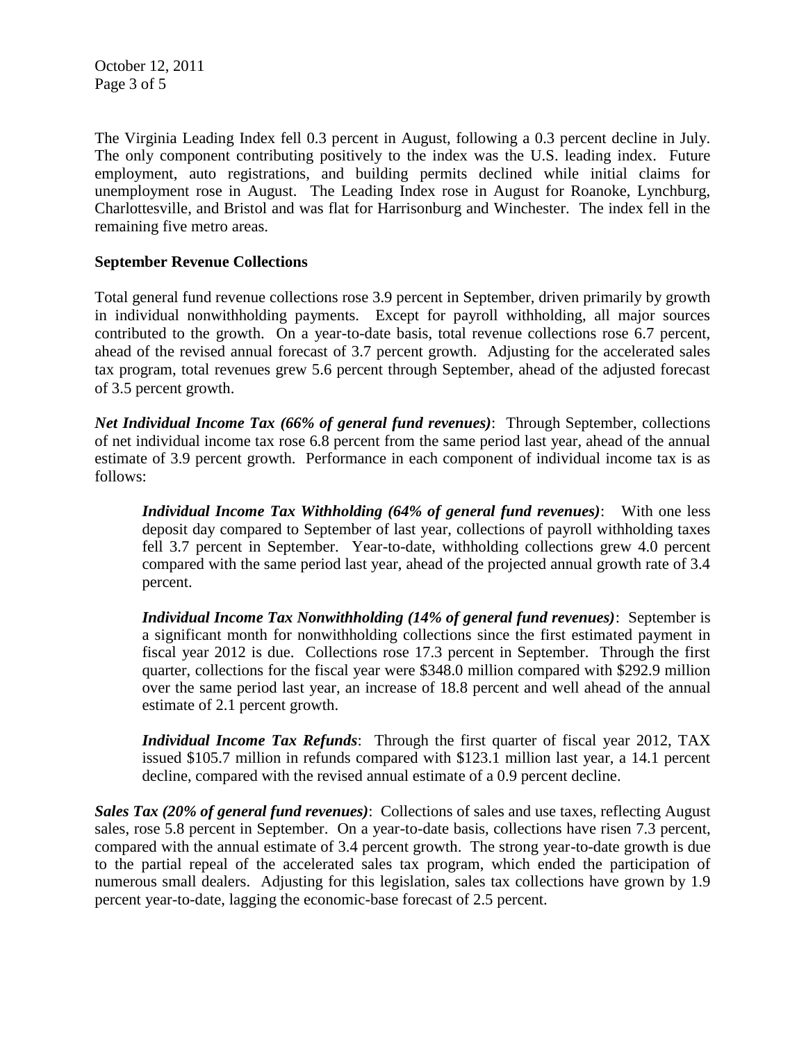The Virginia Leading Index fell 0.3 percent in August, following a 0.3 percent decline in July. The only component contributing positively to the index was the U.S. leading index. Future employment, auto registrations, and building permits declined while initial claims for unemployment rose in August. The Leading Index rose in August for Roanoke, Lynchburg, Charlottesville, and Bristol and was flat for Harrisonburg and Winchester. The index fell in the remaining five metro areas.

**September Revenue Collections**

Total general fund revenue collections rose 3.9 percent in September, driven primarily by growth in individual nonwithholding payments. Except for payroll withholding, all major sources contributed to the growth. On a year-to-date basis, total revenue collections rose 6.7 percent, ahead of the revised annual forecast of 3.7 percent growth. Adjusting for the accelerated sales tax program, total revenues grew 5.6 percent through September, ahead of the adjusted forecast of 3.5 percent growth.

***Net Individual Income Tax (66% of general fund revenues)***: Through September, collections of net individual income tax rose 6.8 percent from the same period last year, ahead of the annual estimate of 3.9 percent growth. Performance in each component of individual income tax is as follows:

> ***Individual Income Tax Withholding (64% of general fund revenues)***: With one less deposit day compared to September of last year, collections of payroll withholding taxes fell 3.7 percent in September. Year-to-date, withholding collections grew 4.0 percent compared with the same period last year, ahead of the projected annual growth rate of 3.4 percent.
>
> ***Individual Income Tax Nonwithholding (14% of general fund revenues)***: September is a significant month for nonwithholding collections since the first estimated payment in fiscal year 2012 is due. Collections rose 17.3 percent in September. Through the first quarter, collections for the fiscal year were $348.0 million compared with $292.9 million over the same period last year, an increase of 18.8 percent and well ahead of the annual estimate of 2.1 percent growth.
>
> ***Individual Income Tax Refunds***: Through the first quarter of fiscal year 2012, TAX issued $105.7 million in refunds compared with $123.1 million last year, a 14.1 percent decline, compared with the revised annual estimate of a 0.9 percent decline.

***Sales Tax (20% of general fund revenues)***: Collections of sales and use taxes, reflecting August sales, rose 5.8 percent in September. On a year-to-date basis, collections have risen 7.3 percent, compared with the annual estimate of 3.4 percent growth. The strong year-to-date growth is due to the partial repeal of the accelerated sales tax program, which ended the participation of numerous small dealers. Adjusting for this legislation, sales tax collections have grown by 1.9 percent year-to-date, lagging the economic-base forecast of 2.5 percent.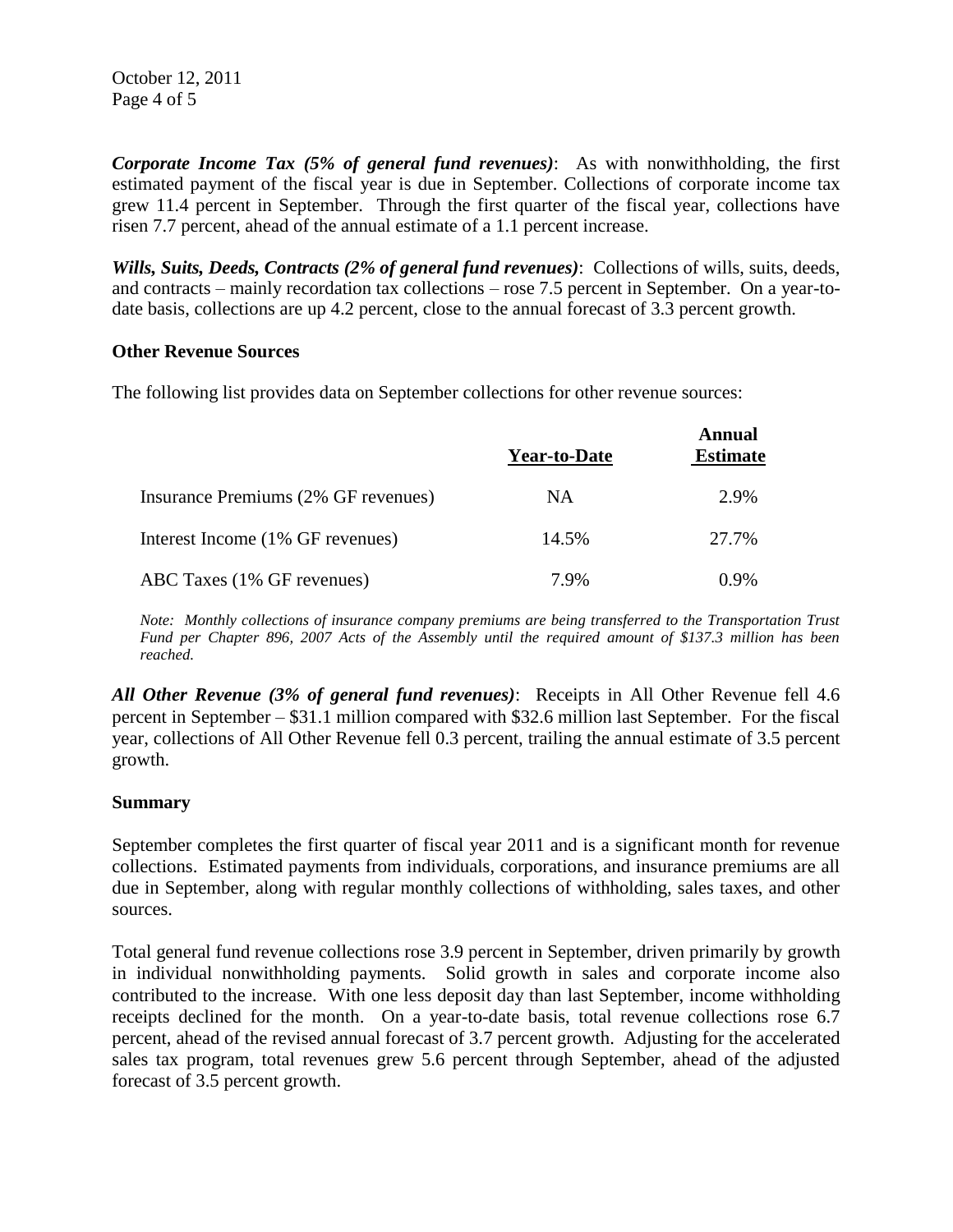***Corporate Income Tax (5% of general fund revenues)***: As with nonwithholding, the first estimated payment of the fiscal year is due in September. Collections of corporate income tax grew 11.4 percent in September. Through the first quarter of the fiscal year, collections have risen 7.7 percent, ahead of the annual estimate of a 1.1 percent increase.

***Wills, Suits, Deeds, Contracts (2% of general fund revenues)***: Collections of wills, suits, deeds, and contracts – mainly recordation tax collections – rose 7.5 percent in September. On a year-to-date basis, collections are up 4.2 percent, close to the annual forecast of 3.3 percent growth.

**Other Revenue Sources**

The following list provides data on September collections for other revenue sources:

| | Year-to-Date | Annual Estimate |
|---|---|---|
| Insurance Premiums (2% GF revenues) | NA | 2.9% |
| Interest Income (1% GF revenues) | 14.5% | 27.7% |
| ABC Taxes (1% GF revenues) | 7.9% | 0.9% |

*Note: Monthly collections of insurance company premiums are being transferred to the Transportation Trust Fund per Chapter 896, 2007 Acts of the Assembly until the required amount of $137.3 million has been reached.*

***All Other Revenue (3% of general fund revenues)***: Receipts in All Other Revenue fell 4.6 percent in September – $31.1 million compared with $32.6 million last September. For the fiscal year, collections of All Other Revenue fell 0.3 percent, trailing the annual estimate of 3.5 percent growth.

**Summary**

September completes the first quarter of fiscal year 2011 and is a significant month for revenue collections. Estimated payments from individuals, corporations, and insurance premiums are all due in September, along with regular monthly collections of withholding, sales taxes, and other sources.

Total general fund revenue collections rose 3.9 percent in September, driven primarily by growth in individual nonwithholding payments. Solid growth in sales and corporate income also contributed to the increase. With one less deposit day than last September, income withholding receipts declined for the month. On a year-to-date basis, total revenue collections rose 6.7 percent, ahead of the revised annual forecast of 3.7 percent growth. Adjusting for the accelerated sales tax program, total revenues grew 5.6 percent through September, ahead of the adjusted forecast of 3.5 percent growth.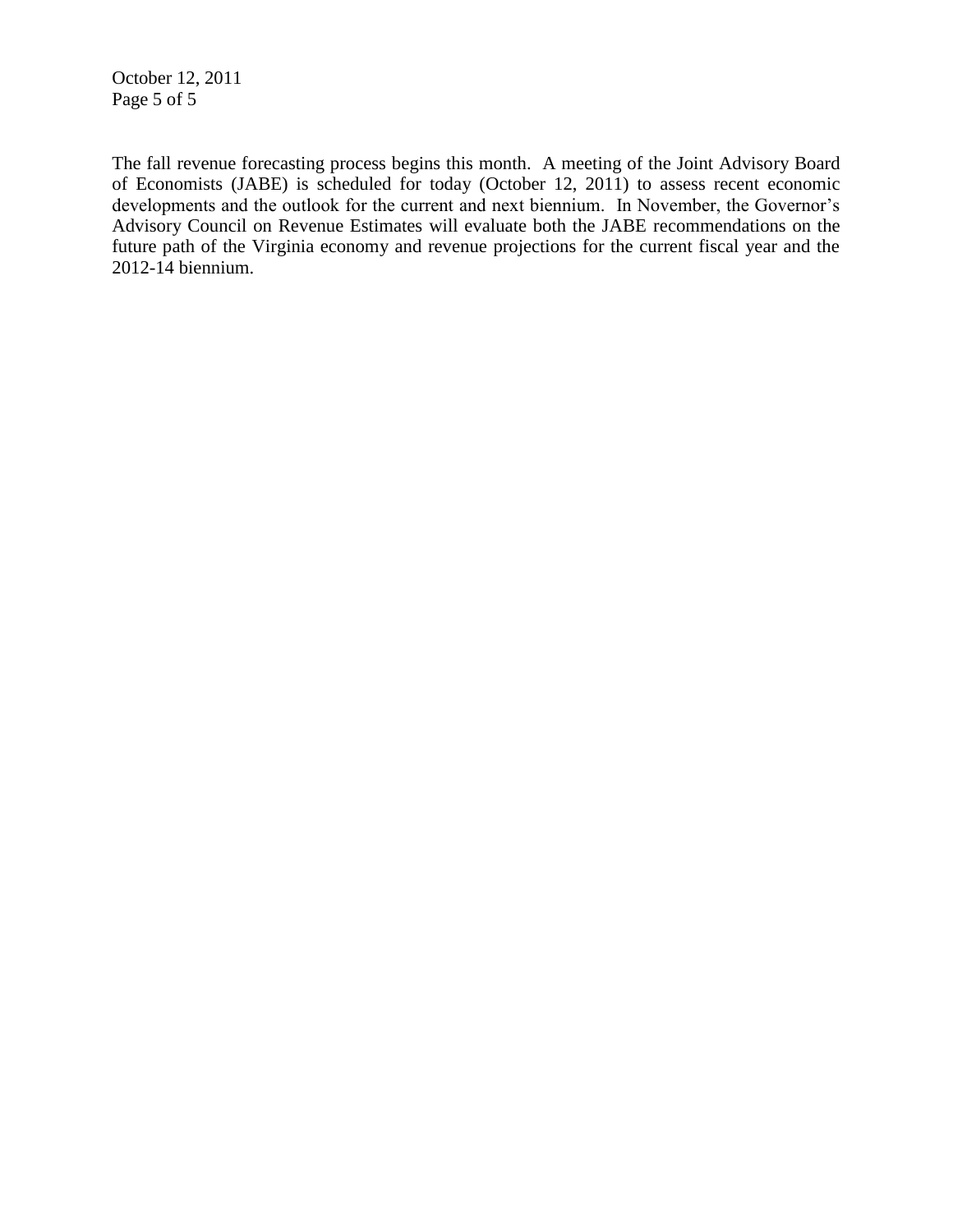The fall revenue forecasting process begins this month. A meeting of the Joint Advisory Board of Economists (JABE) is scheduled for today (October 12, 2011) to assess recent economic developments and the outlook for the current and next biennium. In November, the Governor's Advisory Council on Revenue Estimates will evaluate both the JABE recommendations on the future path of the Virginia economy and revenue projections for the current fiscal year and the 2012-14 biennium.